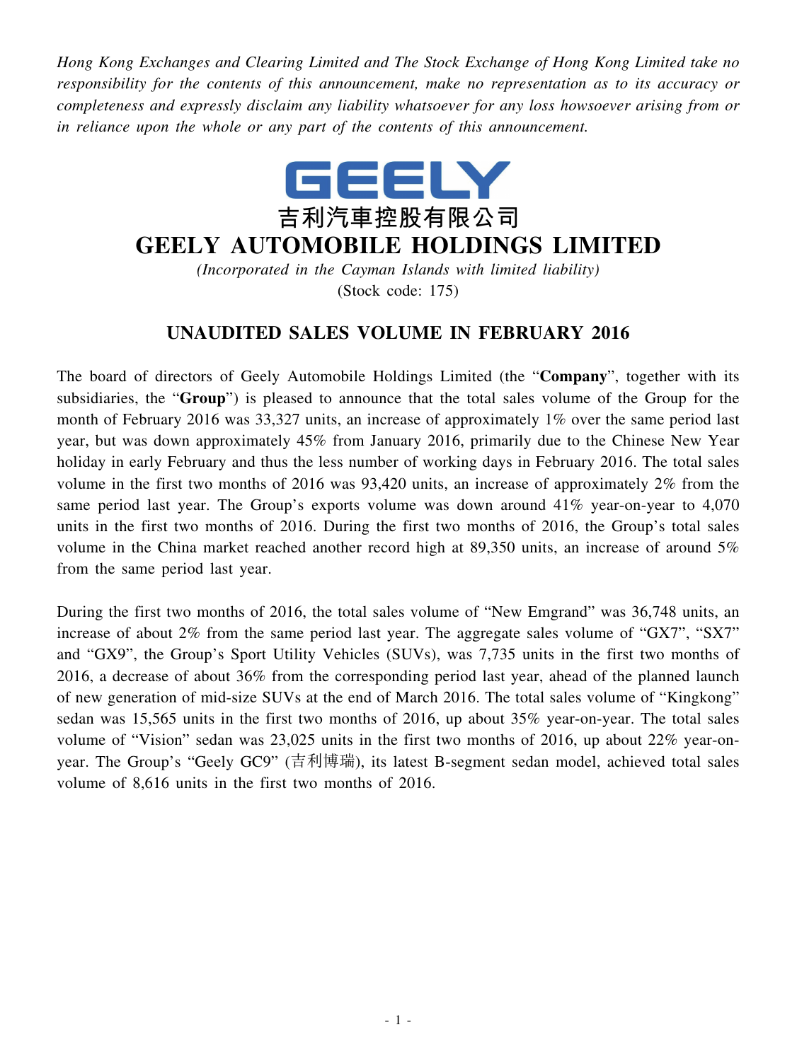*Hong Kong Exchanges and Clearing Limited and The Stock Exchange of Hong Kong Limited take no responsibility for the contents of this announcement, make no representation as to its accuracy or completeness and expressly disclaim any liability whatsoever for any loss howsoever arising from or in reliance upon the whole or any part of the contents of this announcement.*

GEELY

# 吉利汽車控股有限公司
# GEELY AUTOMOBILE HOLDINGS LIMITED

*(Incorporated in the Cayman Islands with limited liability)*
(Stock code: 175)

## UNAUDITED SALES VOLUME IN FEBRUARY 2016

The board of directors of Geely Automobile Holdings Limited (the "**Company**", together with its subsidiaries, the "**Group**") is pleased to announce that the total sales volume of the Group for the month of February 2016 was 33,327 units, an increase of approximately 1% over the same period last year, but was down approximately 45% from January 2016, primarily due to the Chinese New Year holiday in early February and thus the less number of working days in February 2016. The total sales volume in the first two months of 2016 was 93,420 units, an increase of approximately 2% from the same period last year. The Group's exports volume was down around 41% year-on-year to 4,070 units in the first two months of 2016. During the first two months of 2016, the Group's total sales volume in the China market reached another record high at 89,350 units, an increase of around 5% from the same period last year.

During the first two months of 2016, the total sales volume of "New Emgrand" was 36,748 units, an increase of about 2% from the same period last year. The aggregate sales volume of "GX7", "SX7" and "GX9", the Group's Sport Utility Vehicles (SUVs), was 7,735 units in the first two months of 2016, a decrease of about 36% from the corresponding period last year, ahead of the planned launch of new generation of mid-size SUVs at the end of March 2016. The total sales volume of "Kingkong" sedan was 15,565 units in the first two months of 2016, up about 35% year-on-year. The total sales volume of "Vision" sedan was 23,025 units in the first two months of 2016, up about 22% year-on-year. The Group's "Geely GC9" (吉利博瑞), its latest B-segment sedan model, achieved total sales volume of 8,616 units in the first two months of 2016.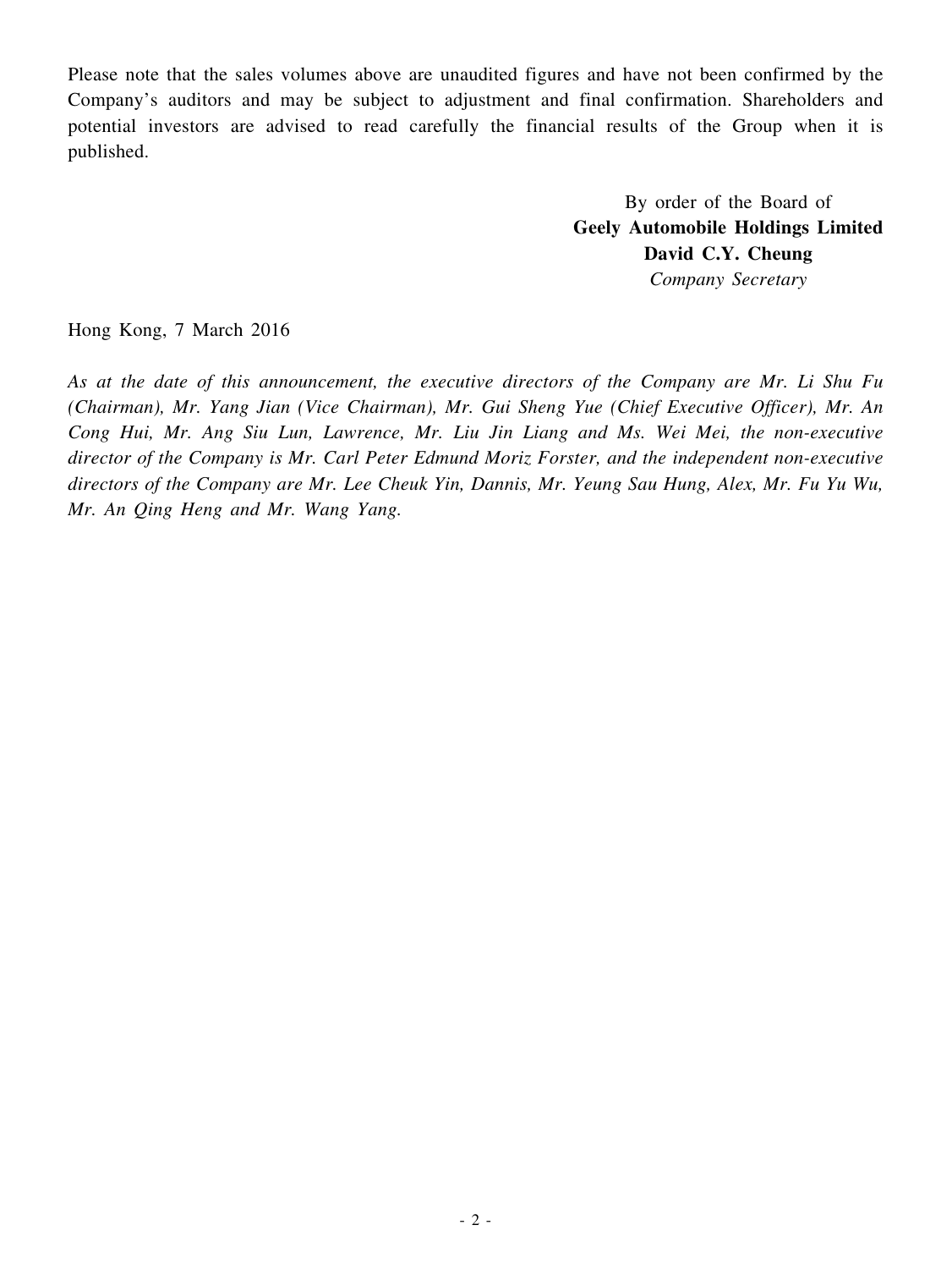Please note that the sales volumes above are unaudited figures and have not been confirmed by the Company's auditors and may be subject to adjustment and final confirmation. Shareholders and potential investors are advised to read carefully the financial results of the Group when it is published.

By order of the Board of
**Geely Automobile Holdings Limited**
**David C.Y. Cheung**
*Company Secretary*

Hong Kong, 7 March 2016

*As at the date of this announcement, the executive directors of the Company are Mr. Li Shu Fu (Chairman), Mr. Yang Jian (Vice Chairman), Mr. Gui Sheng Yue (Chief Executive Officer), Mr. An Cong Hui, Mr. Ang Siu Lun, Lawrence, Mr. Liu Jin Liang and Ms. Wei Mei, the non-executive director of the Company is Mr. Carl Peter Edmund Moriz Forster, and the independent non-executive directors of the Company are Mr. Lee Cheuk Yin, Dannis, Mr. Yeung Sau Hung, Alex, Mr. Fu Yu Wu, Mr. An Qing Heng and Mr. Wang Yang.*